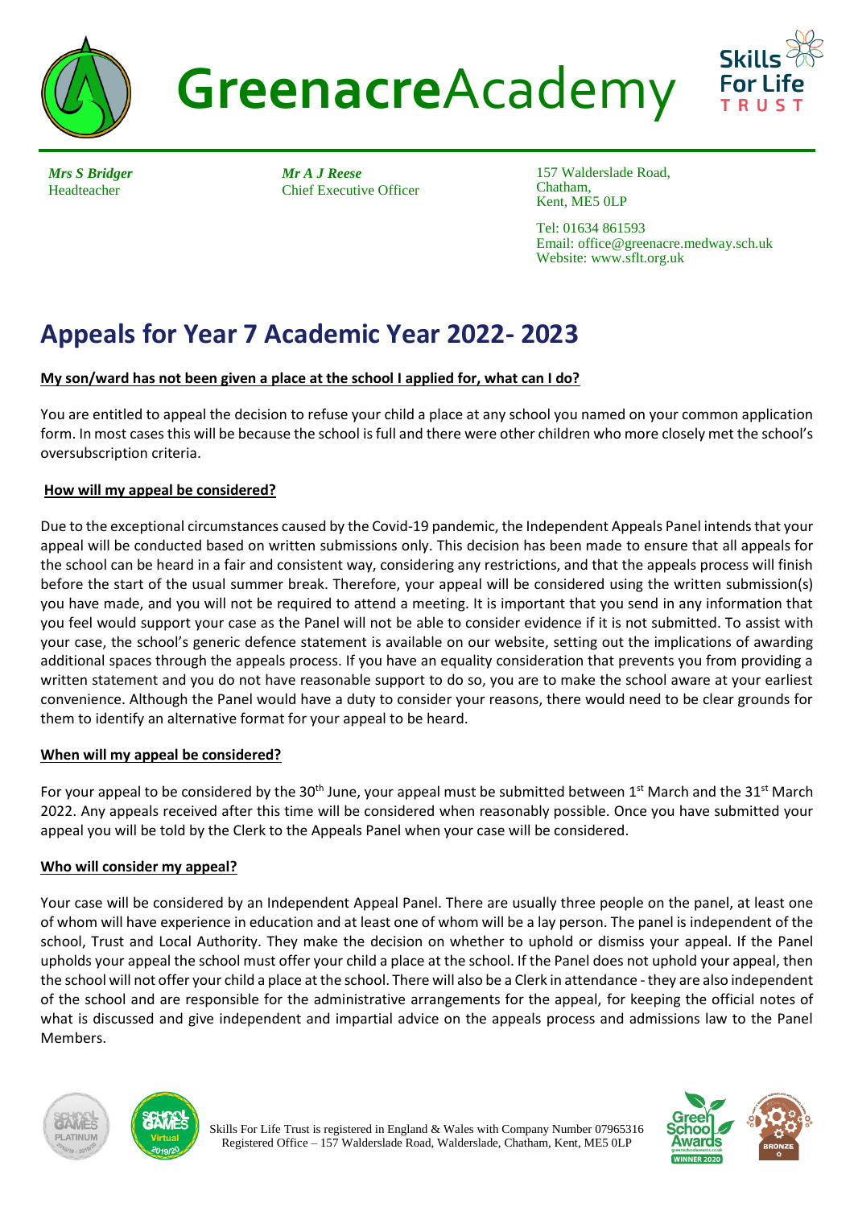# GreenacreAcademy

*Mrs S Bridger*
Headteacher

*Mr A J Reese*
Chief Executive Officer

157 Walderslade Road,
Chatham,
Kent, ME5 0LP

Tel: 01634 861593
Email: office@greenacre.medway.sch.uk
Website: www.sflt.org.uk

## Appeals for Year 7 Academic Year 2022- 2023

**My son/ward has not been given a place at the school I applied for, what can I do?**

You are entitled to appeal the decision to refuse your child a place at any school you named on your common application form. In most cases this will be because the school is full and there were other children who more closely met the school's oversubscription criteria.

**How will my appeal be considered?**

Due to the exceptional circumstances caused by the Covid-19 pandemic, the Independent Appeals Panel intends that your appeal will be conducted based on written submissions only. This decision has been made to ensure that all appeals for the school can be heard in a fair and consistent way, considering any restrictions, and that the appeals process will finish before the start of the usual summer break. Therefore, your appeal will be considered using the written submission(s) you have made, and you will not be required to attend a meeting. It is important that you send in any information that you feel would support your case as the Panel will not be able to consider evidence if it is not submitted. To assist with your case, the school's generic defence statement is available on our website, setting out the implications of awarding additional spaces through the appeals process. If you have an equality consideration that prevents you from providing a written statement and you do not have reasonable support to do so, you are to make the school aware at your earliest convenience. Although the Panel would have a duty to consider your reasons, there would need to be clear grounds for them to identify an alternative format for your appeal to be heard.

**When will my appeal be considered?**

For your appeal to be considered by the 30th June, your appeal must be submitted between 1st March and the 31st March 2022. Any appeals received after this time will be considered when reasonably possible. Once you have submitted your appeal you will be told by the Clerk to the Appeals Panel when your case will be considered.

**Who will consider my appeal?**

Your case will be considered by an Independent Appeal Panel. There are usually three people on the panel, at least one of whom will have experience in education and at least one of whom will be a lay person. The panel is independent of the school, Trust and Local Authority. They make the decision on whether to uphold or dismiss your appeal. If the Panel upholds your appeal the school must offer your child a place at the school. If the Panel does not uphold your appeal, then the school will not offer your child a place at the school. There will also be a Clerk in attendance - they are also independent of the school and are responsible for the administrative arrangements for the appeal, for keeping the official notes of what is discussed and give independent and impartial advice on the appeals process and admissions law to the Panel Members.

Skills For Life Trust is registered in England & Wales with Company Number 07965316
Registered Office – 157 Walderslade Road, Walderslade, Chatham, Kent, ME5 0LP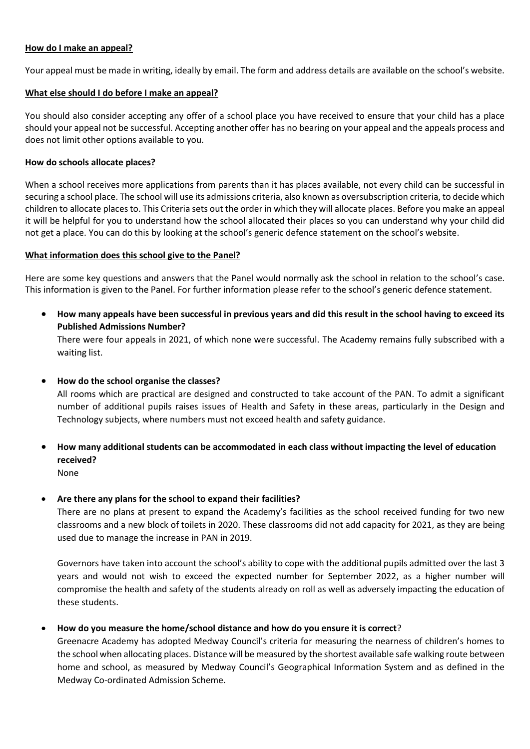**How do I make an appeal?**

Your appeal must be made in writing, ideally by email. The form and address details are available on the school's website.

**What else should I do before I make an appeal?**

You should also consider accepting any offer of a school place you have received to ensure that your child has a place should your appeal not be successful. Accepting another offer has no bearing on your appeal and the appeals process and does not limit other options available to you.

**How do schools allocate places?**

When a school receives more applications from parents than it has places available, not every child can be successful in securing a school place. The school will use its admissions criteria, also known as oversubscription criteria, to decide which children to allocate places to. This Criteria sets out the order in which they will allocate places. Before you make an appeal it will be helpful for you to understand how the school allocated their places so you can understand why your child did not get a place. You can do this by looking at the school's generic defence statement on the school's website.

**What information does this school give to the Panel?**

Here are some key questions and answers that the Panel would normally ask the school in relation to the school's case. This information is given to the Panel. For further information please refer to the school's generic defence statement.

- **How many appeals have been successful in previous years and did this result in the school having to exceed its Published Admissions Number?**
  There were four appeals in 2021, of which none were successful. The Academy remains fully subscribed with a waiting list.

- **How do the school organise the classes?**
  All rooms which are practical are designed and constructed to take account of the PAN. To admit a significant number of additional pupils raises issues of Health and Safety in these areas, particularly in the Design and Technology subjects, where numbers must not exceed health and safety guidance.

- **How many additional students can be accommodated in each class without impacting the level of education received?**
  None

- **Are there any plans for the school to expand their facilities?**
  There are no plans at present to expand the Academy's facilities as the school received funding for two new classrooms and a new block of toilets in 2020. These classrooms did not add capacity for 2021, as they are being used due to manage the increase in PAN in 2019.

  Governors have taken into account the school's ability to cope with the additional pupils admitted over the last 3 years and would not wish to exceed the expected number for September 2022, as a higher number will compromise the health and safety of the students already on roll as well as adversely impacting the education of these students.

- **How do you measure the home/school distance and how do you ensure it is correct**?
  Greenacre Academy has adopted Medway Council's criteria for measuring the nearness of children's homes to the school when allocating places. Distance will be measured by the shortest available safe walking route between home and school, as measured by Medway Council's Geographical Information System and as defined in the Medway Co-ordinated Admission Scheme.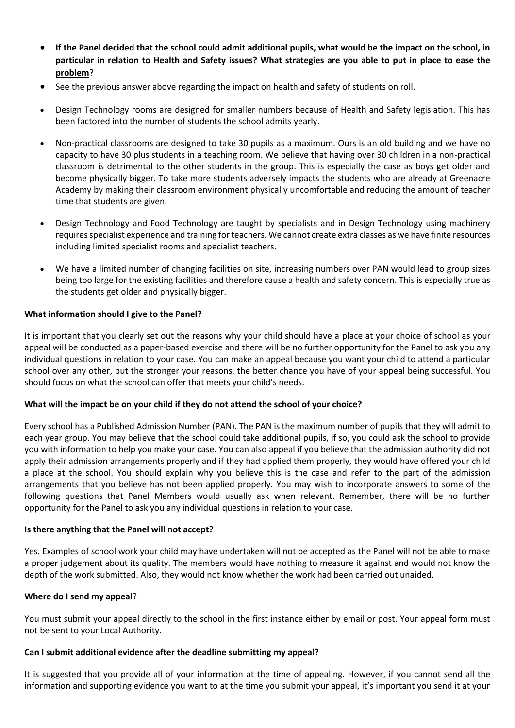- **If the Panel decided that the school could admit additional pupils, what would be the impact on the school, in particular in relation to Health and Safety issues? What strategies are you able to put in place to ease the problem**?
- See the previous answer above regarding the impact on health and safety of students on roll.
- Design Technology rooms are designed for smaller numbers because of Health and Safety legislation. This has been factored into the number of students the school admits yearly.
- Non-practical classrooms are designed to take 30 pupils as a maximum. Ours is an old building and we have no capacity to have 30 plus students in a teaching room. We believe that having over 30 children in a non-practical classroom is detrimental to the other students in the group. This is especially the case as boys get older and become physically bigger. To take more students adversely impacts the students who are already at Greenacre Academy by making their classroom environment physically uncomfortable and reducing the amount of teacher time that students are given.
- Design Technology and Food Technology are taught by specialists and in Design Technology using machinery requires specialist experience and training for teachers. We cannot create extra classes as we have finite resources including limited specialist rooms and specialist teachers.
- We have a limited number of changing facilities on site, increasing numbers over PAN would lead to group sizes being too large for the existing facilities and therefore cause a health and safety concern. This is especially true as the students get older and physically bigger.

**What information should I give to the Panel?**

It is important that you clearly set out the reasons why your child should have a place at your choice of school as your appeal will be conducted as a paper-based exercise and there will be no further opportunity for the Panel to ask you any individual questions in relation to your case. You can make an appeal because you want your child to attend a particular school over any other, but the stronger your reasons, the better chance you have of your appeal being successful. You should focus on what the school can offer that meets your child's needs.

**What will the impact be on your child if they do not attend the school of your choice?**

Every school has a Published Admission Number (PAN). The PAN is the maximum number of pupils that they will admit to each year group. You may believe that the school could take additional pupils, if so, you could ask the school to provide you with information to help you make your case. You can also appeal if you believe that the admission authority did not apply their admission arrangements properly and if they had applied them properly, they would have offered your child a place at the school. You should explain why you believe this is the case and refer to the part of the admission arrangements that you believe has not been applied properly. You may wish to incorporate answers to some of the following questions that Panel Members would usually ask when relevant. Remember, there will be no further opportunity for the Panel to ask you any individual questions in relation to your case.

**Is there anything that the Panel will not accept?**

Yes. Examples of school work your child may have undertaken will not be accepted as the Panel will not be able to make a proper judgement about its quality. The members would have nothing to measure it against and would not know the depth of the work submitted. Also, they would not know whether the work had been carried out unaided.

**Where do I send my appeal**?

You must submit your appeal directly to the school in the first instance either by email or post. Your appeal form must not be sent to your Local Authority.

**Can I submit additional evidence after the deadline submitting my appeal?**

It is suggested that you provide all of your information at the time of appealing. However, if you cannot send all the information and supporting evidence you want to at the time you submit your appeal, it's important you send it at your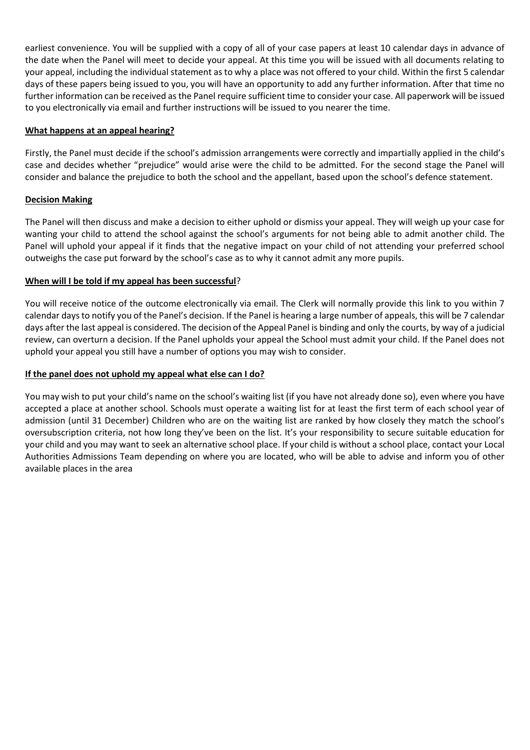earliest convenience. You will be supplied with a copy of all of your case papers at least 10 calendar days in advance of the date when the Panel will meet to decide your appeal. At this time you will be issued with all documents relating to your appeal, including the individual statement as to why a place was not offered to your child. Within the first 5 calendar days of these papers being issued to you, you will have an opportunity to add any further information. After that time no further information can be received as the Panel require sufficient time to consider your case. All paperwork will be issued to you electronically via email and further instructions will be issued to you nearer the time.

**What happens at an appeal hearing?**

Firstly, the Panel must decide if the school's admission arrangements were correctly and impartially applied in the child's case and decides whether "prejudice" would arise were the child to be admitted. For the second stage the Panel will consider and balance the prejudice to both the school and the appellant, based upon the school's defence statement.

**Decision Making**

The Panel will then discuss and make a decision to either uphold or dismiss your appeal. They will weigh up your case for wanting your child to attend the school against the school's arguments for not being able to admit another child. The Panel will uphold your appeal if it finds that the negative impact on your child of not attending your preferred school outweighs the case put forward by the school's case as to why it cannot admit any more pupils.

**When will I be told if my appeal has been successful**?

You will receive notice of the outcome electronically via email. The Clerk will normally provide this link to you within 7 calendar days to notify you of the Panel's decision. If the Panel is hearing a large number of appeals, this will be 7 calendar days after the last appeal is considered. The decision of the Appeal Panel is binding and only the courts, by way of a judicial review, can overturn a decision. If the Panel upholds your appeal the School must admit your child. If the Panel does not uphold your appeal you still have a number of options you may wish to consider.

**If the panel does not uphold my appeal what else can I do?**

You may wish to put your child's name on the school's waiting list (if you have not already done so), even where you have accepted a place at another school. Schools must operate a waiting list for at least the first term of each school year of admission (until 31 December) Children who are on the waiting list are ranked by how closely they match the school's oversubscription criteria, not how long they've been on the list. It's your responsibility to secure suitable education for your child and you may want to seek an alternative school place. If your child is without a school place, contact your Local Authorities Admissions Team depending on where you are located, who will be able to advise and inform you of other available places in the area